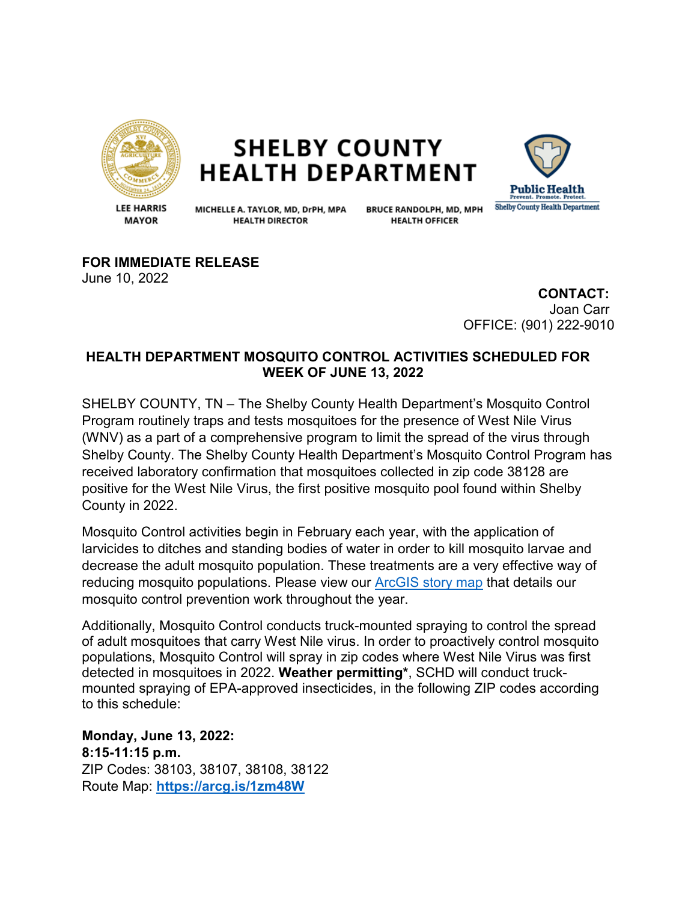# SHELBY COUNTY HEALTH DEPARTMENT

LEE HARRIS
MAYOR

MICHELLE A. TAYLOR, MD, DrPH, MPA
HEALTH DIRECTOR

BRUCE RANDOLPH, MD, MPH
HEALTH OFFICER

Public Health
Prevent. Promote. Protect.
Shelby County Health Department

**FOR IMMEDIATE RELEASE**
June 10, 2022

**CONTACT:**
Joan Carr
OFFICE: (901) 222-9010

## HEALTH DEPARTMENT MOSQUITO CONTROL ACTIVITIES SCHEDULED FOR WEEK OF JUNE 13, 2022

SHELBY COUNTY, TN – The Shelby County Health Department's Mosquito Control Program routinely traps and tests mosquitoes for the presence of West Nile Virus (WNV) as a part of a comprehensive program to limit the spread of the virus through Shelby County. The Shelby County Health Department's Mosquito Control Program has received laboratory confirmation that mosquitoes collected in zip code 38128 are positive for the West Nile Virus, the first positive mosquito pool found within Shelby County in 2022.

Mosquito Control activities begin in February each year, with the application of larvicides to ditches and standing bodies of water in order to kill mosquito larvae and decrease the adult mosquito population. These treatments are a very effective way of reducing mosquito populations. Please view our ArcGIS story map that details our mosquito control prevention work throughout the year.

Additionally, Mosquito Control conducts truck-mounted spraying to control the spread of adult mosquitoes that carry West Nile virus. In order to proactively control mosquito populations, Mosquito Control will spray in zip codes where West Nile Virus was first detected in mosquitoes in 2022. **Weather permitting***, SCHD will conduct truck-mounted spraying of EPA-approved insecticides, in the following ZIP codes according to this schedule:

**Monday, June 13, 2022:**
**8:15-11:15 p.m.**
ZIP Codes: 38103, 38107, 38108, 38122
Route Map: **https://arcg.is/1zm48W**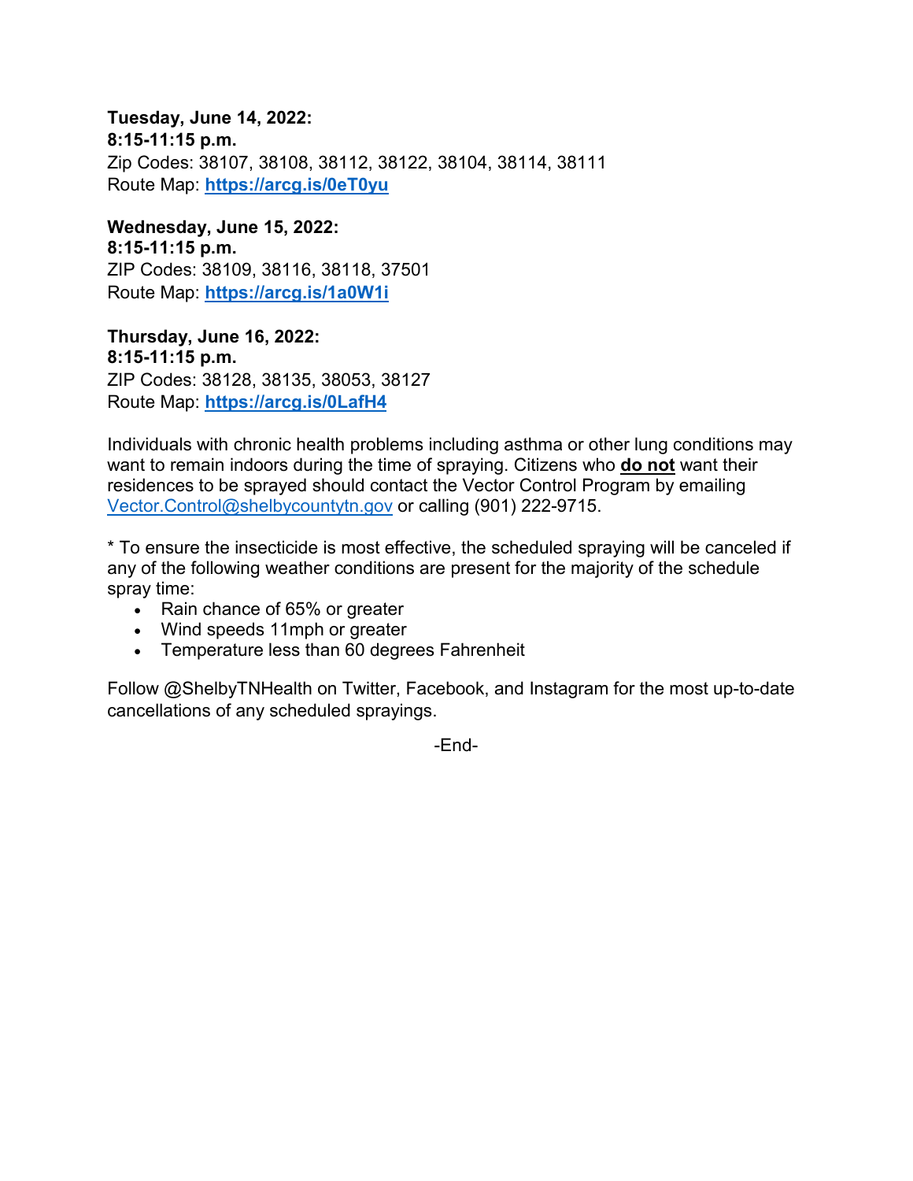**Tuesday, June 14, 2022:**
**8:15-11:15 p.m.**
Zip Codes: 38107, 38108, 38112, 38122, 38104, 38114, 38111
Route Map: **https://arcg.is/0eT0yu**

**Wednesday, June 15, 2022:**
**8:15-11:15 p.m.**
ZIP Codes: 38109, 38116, 38118, 37501
Route Map: **https://arcg.is/1a0W1i**

**Thursday, June 16, 2022:**
**8:15-11:15 p.m.**
ZIP Codes: 38128, 38135, 38053, 38127
Route Map: **https://arcg.is/0LafH4**

Individuals with chronic health problems including asthma or other lung conditions may want to remain indoors during the time of spraying. Citizens who **do not** want their residences to be sprayed should contact the Vector Control Program by emailing Vector.Control@shelbycountytn.gov or calling (901) 222-9715.

* To ensure the insecticide is most effective, the scheduled spraying will be canceled if any of the following weather conditions are present for the majority of the schedule spray time:

- Rain chance of 65% or greater
- Wind speeds 11mph or greater
- Temperature less than 60 degrees Fahrenheit

Follow @ShelbyTNHealth on Twitter, Facebook, and Instagram for the most up-to-date cancellations of any scheduled sprayings.

-End-